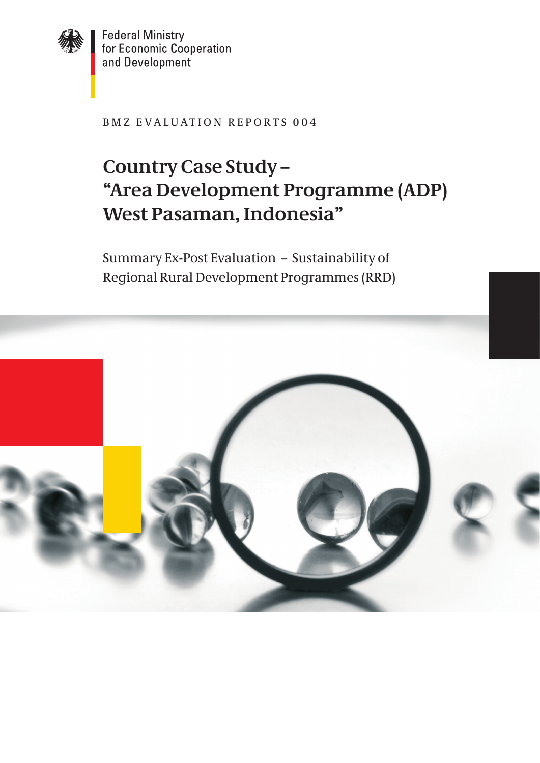Federal Ministry
for Economic Cooperation
and Development

BMZ EVALUATION REPORTS 004

# Country Case Study – "Area Development Programme (ADP) West Pasaman, Indonesia"

Summary Ex-Post Evaluation – Sustainability of Regional Rural Development Programmes (RRD)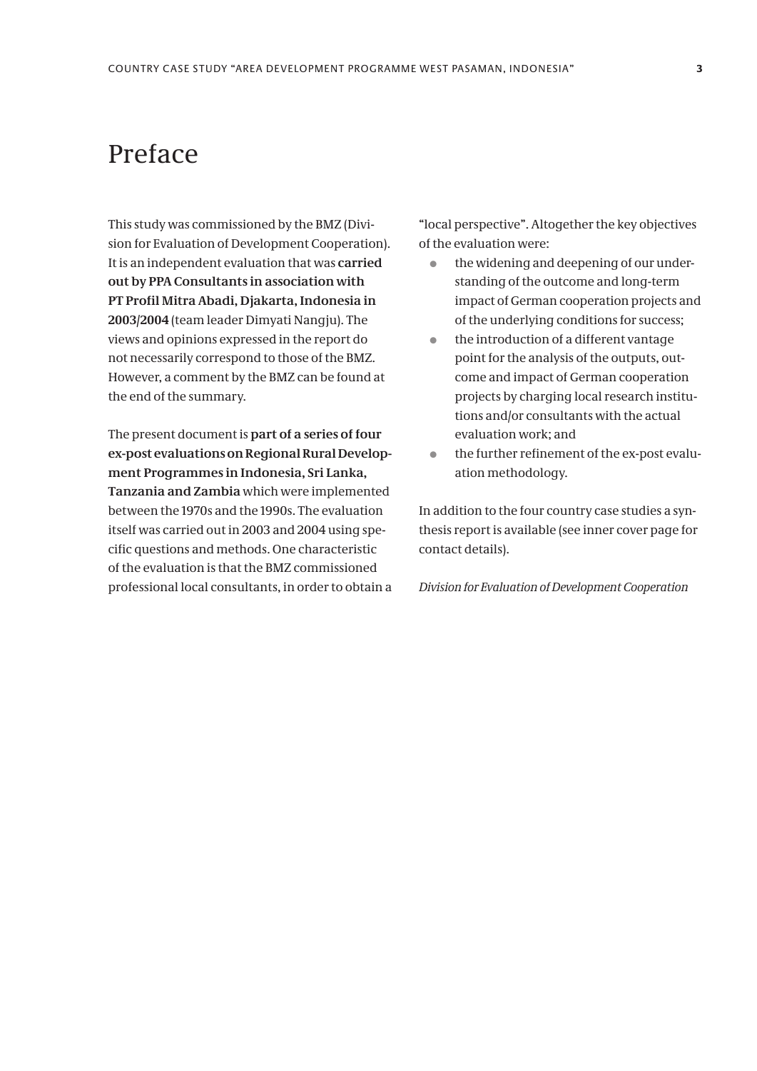# Preface

This study was commissioned by the BMZ (Division for Evaluation of Development Cooperation). It is an independent evaluation that was **carried out by PPA Consultants in association with PT Profil Mitra Abadi, Djakarta, Indonesia in 2003/2004** (team leader Dimyati Nangju). The views and opinions expressed in the report do not necessarily correspond to those of the BMZ. However, a comment by the BMZ can be found at the end of the summary.

The present document is **part of a series of four ex-post evaluations on Regional Rural Development Programmes in Indonesia, Sri Lanka, Tanzania and Zambia** which were implemented between the 1970s and the 1990s. The evaluation itself was carried out in 2003 and 2004 using specific questions and methods. One characteristic of the evaluation is that the BMZ commissioned professional local consultants, in order to obtain a "local perspective". Altogether the key objectives of the evaluation were:

- the widening and deepening of our understanding of the outcome and long-term impact of German cooperation projects and of the underlying conditions for success;
- the introduction of a different vantage point for the analysis of the outputs, outcome and impact of German cooperation projects by charging local research institutions and/or consultants with the actual evaluation work; and
- the further refinement of the ex-post evaluation methodology.

In addition to the four country case studies a synthesis report is available (see inner cover page for contact details).

*Division for Evaluation of Development Cooperation*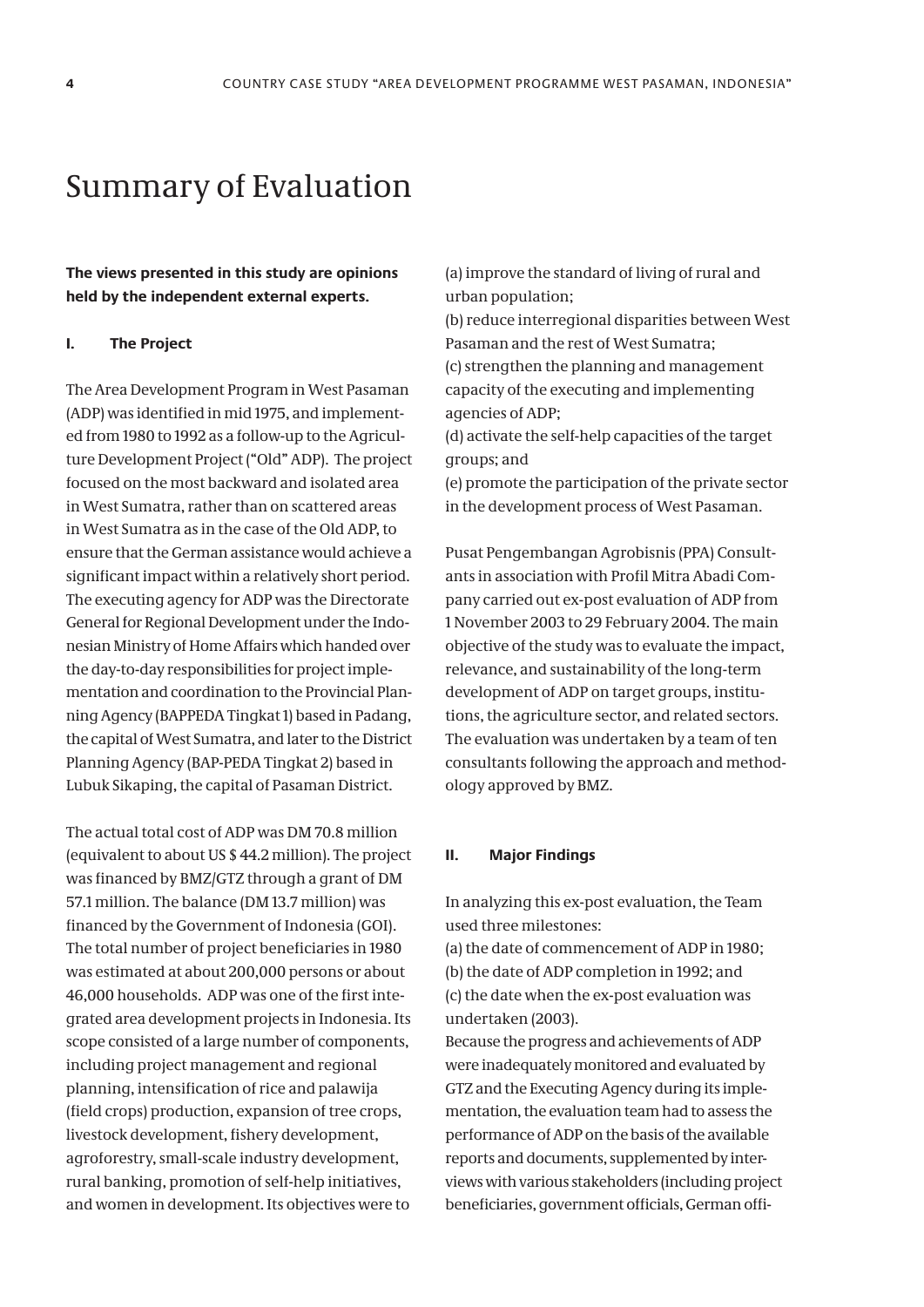# Summary of Evaluation

**The views presented in this study are opinions held by the independent external experts.**

## I. The Project

The Area Development Program in West Pasaman (ADP) was identified in mid 1975, and implemented from 1980 to 1992 as a follow-up to the Agriculture Development Project ("Old" ADP). The project focused on the most backward and isolated area in West Sumatra, rather than on scattered areas in West Sumatra as in the case of the Old ADP, to ensure that the German assistance would achieve a significant impact within a relatively short period. The executing agency for ADP was the Directorate General for Regional Development under the Indonesian Ministry of Home Affairs which handed over the day-to-day responsibilities for project implementation and coordination to the Provincial Planning Agency (BAPPEDA Tingkat 1) based in Padang, the capital of West Sumatra, and later to the District Planning Agency (BAP-PEDA Tingkat 2) based in Lubuk Sikaping, the capital of Pasaman District.

The actual total cost of ADP was DM 70.8 million (equivalent to about US $ 44.2 million). The project was financed by BMZ/GTZ through a grant of DM 57.1 million. The balance (DM 13.7 million) was financed by the Government of Indonesia (GOI). The total number of project beneficiaries in 1980 was estimated at about 200,000 persons or about 46,000 households. ADP was one of the first integrated area development projects in Indonesia. Its scope consisted of a large number of components, including project management and regional planning, intensification of rice and palawija (field crops) production, expansion of tree crops, livestock development, fishery development, agroforestry, small-scale industry development, rural banking, promotion of self-help initiatives, and women in development. Its objectives were to

(a) improve the standard of living of rural and urban population;
(b) reduce interregional disparities between West Pasaman and the rest of West Sumatra;
(c) strengthen the planning and management capacity of the executing and implementing agencies of ADP;
(d) activate the self-help capacities of the target groups; and
(e) promote the participation of the private sector in the development process of West Pasaman.

Pusat Pengembangan Agrobisnis (PPA) Consultants in association with Profil Mitra Abadi Company carried out ex-post evaluation of ADP from 1 November 2003 to 29 February 2004. The main objective of the study was to evaluate the impact, relevance, and sustainability of the long-term development of ADP on target groups, institutions, the agriculture sector, and related sectors. The evaluation was undertaken by a team of ten consultants following the approach and methodology approved by BMZ.

## II. Major Findings

In analyzing this ex-post evaluation, the Team used three milestones:
(a) the date of commencement of ADP in 1980;
(b) the date of ADP completion in 1992; and
(c) the date when the ex-post evaluation was undertaken (2003).
Because the progress and achievements of ADP were inadequately monitored and evaluated by GTZ and the Executing Agency during its implementation, the evaluation team had to assess the performance of ADP on the basis of the available reports and documents, supplemented by interviews with various stakeholders (including project beneficiaries, government officials, German offi-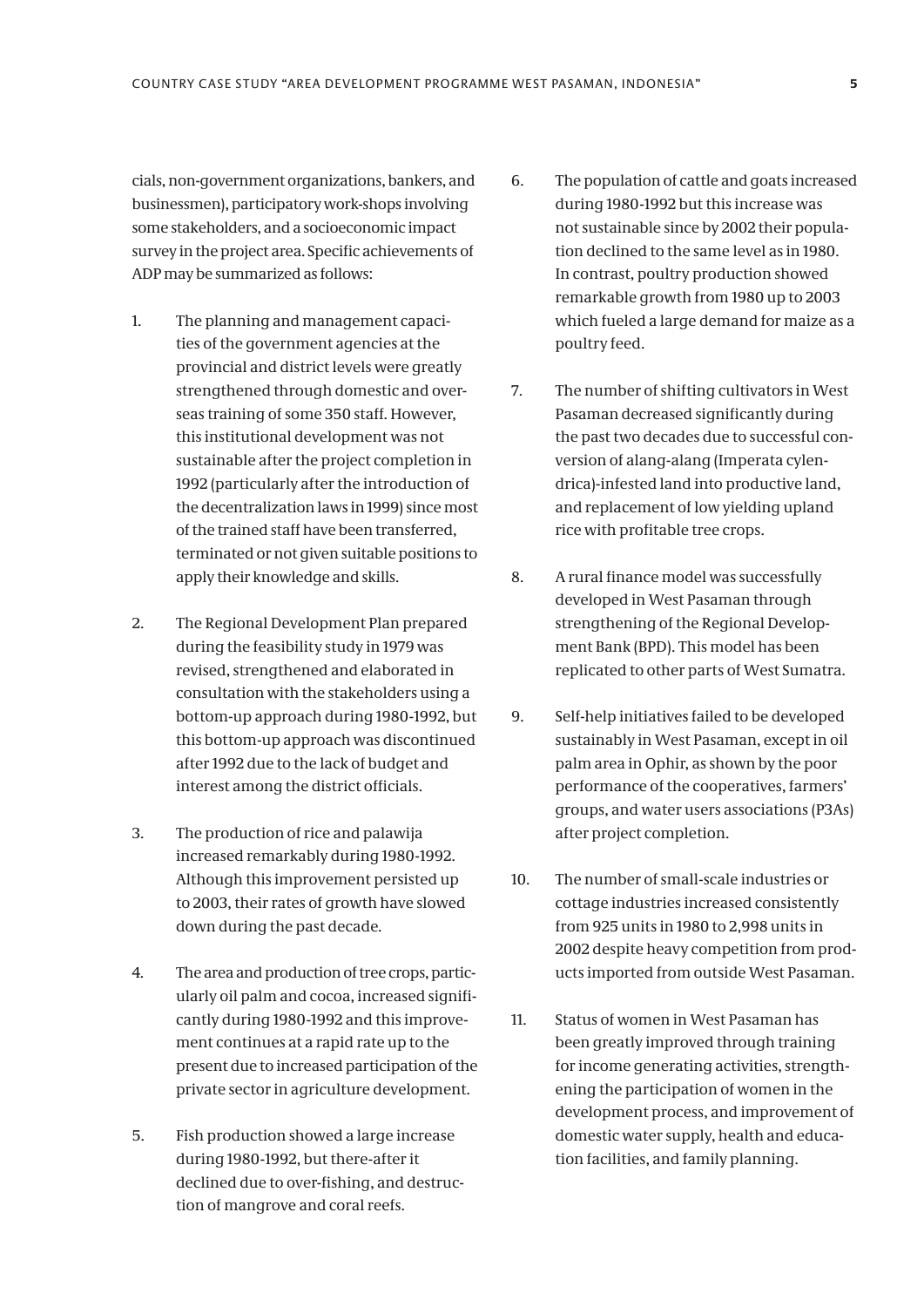cials, non-government organizations, bankers, and businessmen), participatory work-shops involving some stakeholders, and a socioeconomic impact survey in the project area. Specific achievements of ADP may be summarized as follows:

1. The planning and management capacities of the government agencies at the provincial and district levels were greatly strengthened through domestic and overseas training of some 350 staff. However, this institutional development was not sustainable after the project completion in 1992 (particularly after the introduction of the decentralization laws in 1999) since most of the trained staff have been transferred, terminated or not given suitable positions to apply their knowledge and skills.

2. The Regional Development Plan prepared during the feasibility study in 1979 was revised, strengthened and elaborated in consultation with the stakeholders using a bottom-up approach during 1980-1992, but this bottom-up approach was discontinued after 1992 due to the lack of budget and interest among the district officials.

3. The production of rice and palawija increased remarkably during 1980-1992. Although this improvement persisted up to 2003, their rates of growth have slowed down during the past decade.

4. The area and production of tree crops, particularly oil palm and cocoa, increased significantly during 1980-1992 and this improvement continues at a rapid rate up to the present due to increased participation of the private sector in agriculture development.

5. Fish production showed a large increase during 1980-1992, but there-after it declined due to over-fishing, and destruction of mangrove and coral reefs.

6. The population of cattle and goats increased during 1980-1992 but this increase was not sustainable since by 2002 their population declined to the same level as in 1980. In contrast, poultry production showed remarkable growth from 1980 up to 2003 which fueled a large demand for maize as a poultry feed.

7. The number of shifting cultivators in West Pasaman decreased significantly during the past two decades due to successful conversion of alang-alang (Imperata cylendrica)-infested land into productive land, and replacement of low yielding upland rice with profitable tree crops.

8. A rural finance model was successfully developed in West Pasaman through strengthening of the Regional Development Bank (BPD). This model has been replicated to other parts of West Sumatra.

9. Self-help initiatives failed to be developed sustainably in West Pasaman, except in oil palm area in Ophir, as shown by the poor performance of the cooperatives, farmers' groups, and water users associations (P3As) after project completion.

10. The number of small-scale industries or cottage industries increased consistently from 925 units in 1980 to 2,998 units in 2002 despite heavy competition from products imported from outside West Pasaman.

11. Status of women in West Pasaman has been greatly improved through training for income generating activities, strengthening the participation of women in the development process, and improvement of domestic water supply, health and education facilities, and family planning.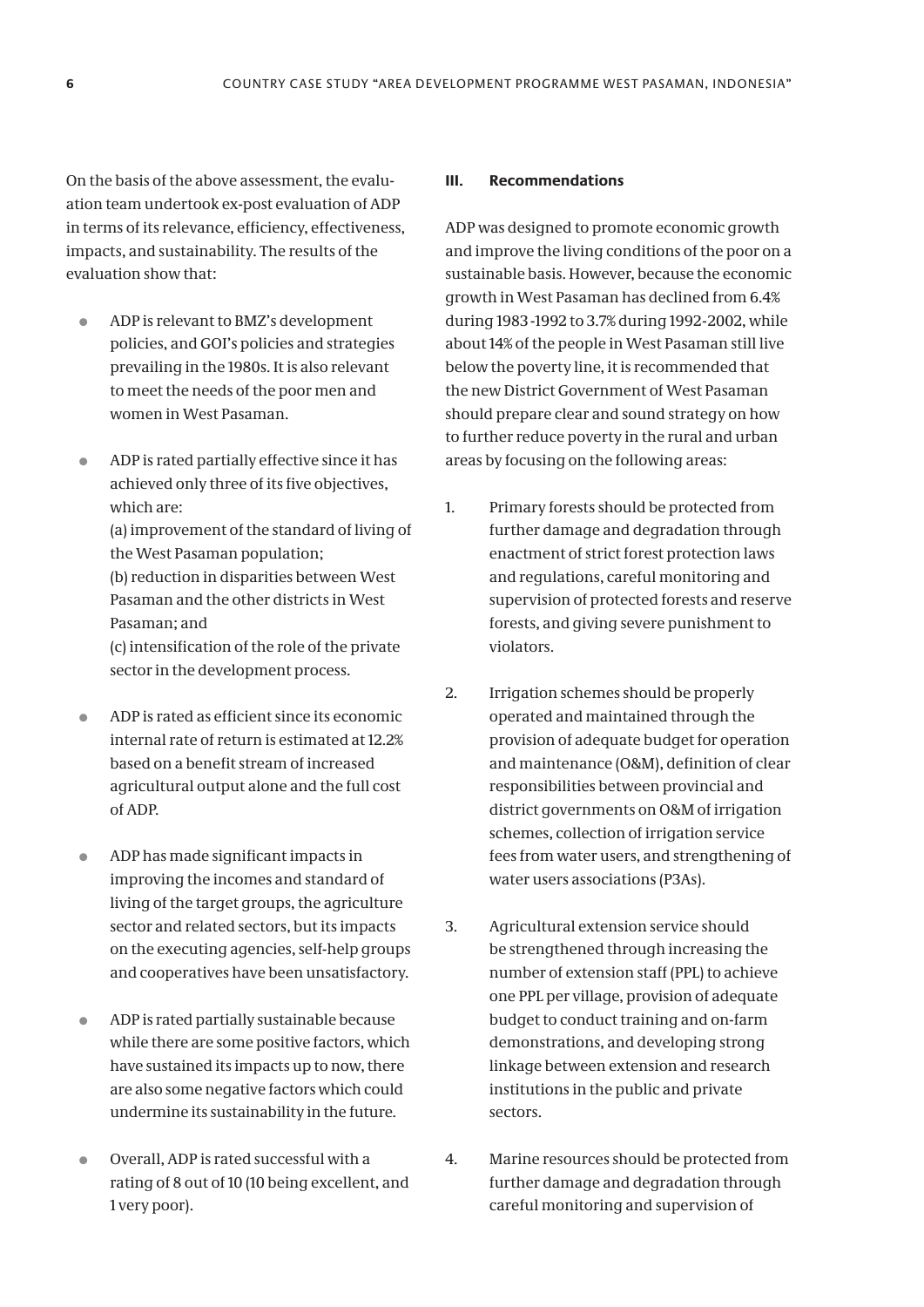On the basis of the above assessment, the evaluation team undertook ex-post evaluation of ADP in terms of its relevance, efficiency, effectiveness, impacts, and sustainability. The results of the evaluation show that:

- ADP is relevant to BMZ's development policies, and GOI's policies and strategies prevailing in the 1980s. It is also relevant to meet the needs of the poor men and women in West Pasaman.
- ADP is rated partially effective since it has achieved only three of its five objectives, which are:
  (a) improvement of the standard of living of the West Pasaman population;
  (b) reduction in disparities between West Pasaman and the other districts in West Pasaman; and
  (c) intensification of the role of the private sector in the development process.
- ADP is rated as efficient since its economic internal rate of return is estimated at 12.2% based on a benefit stream of increased agricultural output alone and the full cost of ADP.
- ADP has made significant impacts in improving the incomes and standard of living of the target groups, the agriculture sector and related sectors, but its impacts on the executing agencies, self-help groups and cooperatives have been unsatisfactory.
- ADP is rated partially sustainable because while there are some positive factors, which have sustained its impacts up to now, there are also some negative factors which could undermine its sustainability in the future.
- Overall, ADP is rated successful with a rating of 8 out of 10 (10 being excellent, and 1 very poor).

### III. Recommendations

ADP was designed to promote economic growth and improve the living conditions of the poor on a sustainable basis. However, because the economic growth in West Pasaman has declined from 6.4% during 1983-1992 to 3.7% during 1992-2002, while about 14% of the people in West Pasaman still live below the poverty line, it is recommended that the new District Government of West Pasaman should prepare clear and sound strategy on how to further reduce poverty in the rural and urban areas by focusing on the following areas:

1. Primary forests should be protected from further damage and degradation through enactment of strict forest protection laws and regulations, careful monitoring and supervision of protected forests and reserve forests, and giving severe punishment to violators.
2. Irrigation schemes should be properly operated and maintained through the provision of adequate budget for operation and maintenance (O&M), definition of clear responsibilities between provincial and district governments on O&M of irrigation schemes, collection of irrigation service fees from water users, and strengthening of water users associations (P3As).
3. Agricultural extension service should be strengthened through increasing the number of extension staff (PPL) to achieve one PPL per village, provision of adequate budget to conduct training and on-farm demonstrations, and developing strong linkage between extension and research institutions in the public and private sectors.
4. Marine resources should be protected from further damage and degradation through careful monitoring and supervision of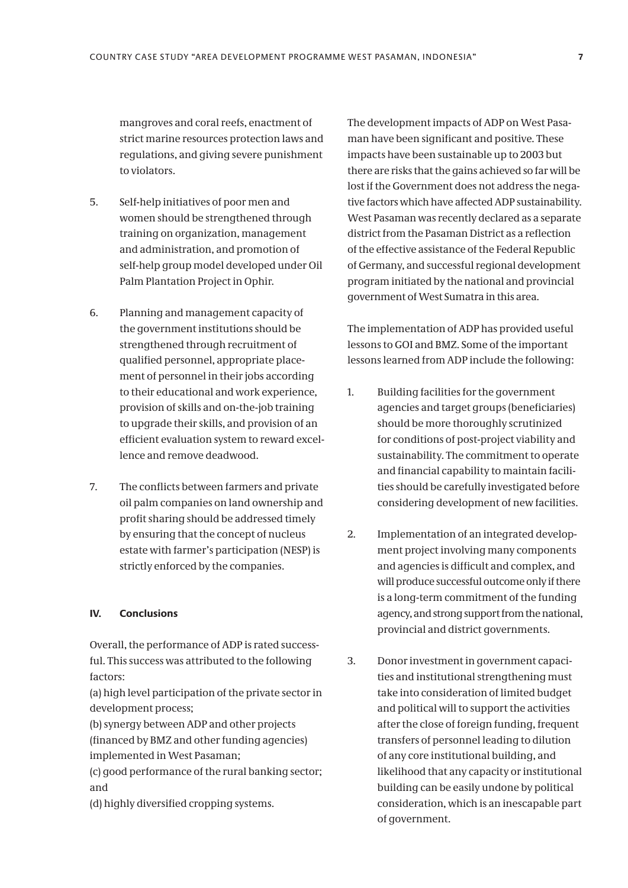mangroves and coral reefs, enactment of strict marine resources protection laws and regulations, and giving severe punishment to violators.

5. Self-help initiatives of poor men and women should be strengthened through training on organization, management and administration, and promotion of self-help group model developed under Oil Palm Plantation Project in Ophir.

6. Planning and management capacity of the government institutions should be strengthened through recruitment of qualified personnel, appropriate placement of personnel in their jobs according to their educational and work experience, provision of skills and on-the-job training to upgrade their skills, and provision of an efficient evaluation system to reward excellence and remove deadwood.

7. The conflicts between farmers and private oil palm companies on land ownership and profit sharing should be addressed timely by ensuring that the concept of nucleus estate with farmer's participation (NESP) is strictly enforced by the companies.

## IV. Conclusions

Overall, the performance of ADP is rated successful. This success was attributed to the following factors:
(a) high level participation of the private sector in development process;
(b) synergy between ADP and other projects (financed by BMZ and other funding agencies) implemented in West Pasaman;
(c) good performance of the rural banking sector; and
(d) highly diversified cropping systems.

The development impacts of ADP on West Pasaman have been significant and positive. These impacts have been sustainable up to 2003 but there are risks that the gains achieved so far will be lost if the Government does not address the negative factors which have affected ADP sustainability. West Pasaman was recently declared as a separate district from the Pasaman District as a reflection of the effective assistance of the Federal Republic of Germany, and successful regional development program initiated by the national and provincial government of West Sumatra in this area.

The implementation of ADP has provided useful lessons to GOI and BMZ. Some of the important lessons learned from ADP include the following:

1. Building facilities for the government agencies and target groups (beneficiaries) should be more thoroughly scrutinized for conditions of post-project viability and sustainability. The commitment to operate and financial capability to maintain facilities should be carefully investigated before considering development of new facilities.

2. Implementation of an integrated development project involving many components and agencies is difficult and complex, and will produce successful outcome only if there is a long-term commitment of the funding agency, and strong support from the national, provincial and district governments.

3. Donor investment in government capacities and institutional strengthening must take into consideration of limited budget and political will to support the activities after the close of foreign funding, frequent transfers of personnel leading to dilution of any core institutional building, and likelihood that any capacity or institutional building can be easily undone by political consideration, which is an inescapable part of government.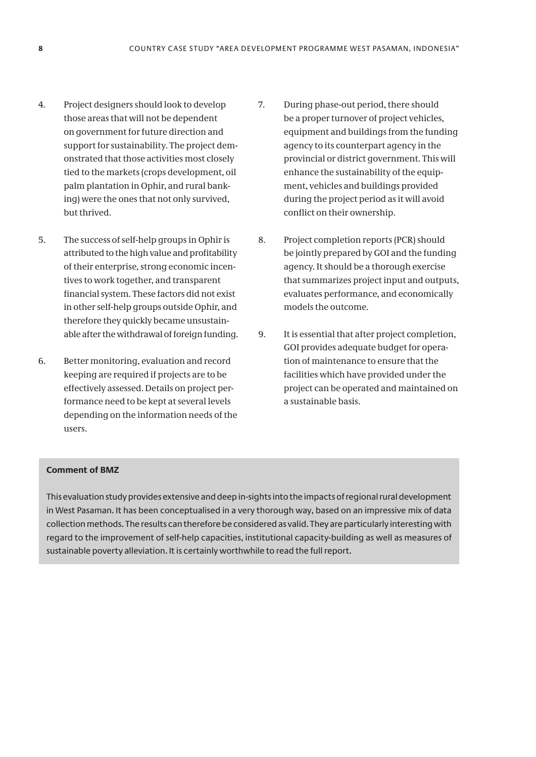4. Project designers should look to develop those areas that will not be dependent on government for future direction and support for sustainability. The project demonstrated that those activities most closely tied to the markets (crops development, oil palm plantation in Ophir, and rural banking) were the ones that not only survived, but thrived.

5. The success of self-help groups in Ophir is attributed to the high value and profitability of their enterprise, strong economic incentives to work together, and transparent financial system. These factors did not exist in other self-help groups outside Ophir, and therefore they quickly became unsustainable after the withdrawal of foreign funding.

6. Better monitoring, evaluation and record keeping are required if projects are to be effectively assessed. Details on project performance need to be kept at several levels depending on the information needs of the users.

7. During phase-out period, there should be a proper turnover of project vehicles, equipment and buildings from the funding agency to its counterpart agency in the provincial or district government. This will enhance the sustainability of the equipment, vehicles and buildings provided during the project period as it will avoid conflict on their ownership.

8. Project completion reports (PCR) should be jointly prepared by GOI and the funding agency. It should be a thorough exercise that summarizes project input and outputs, evaluates performance, and economically models the outcome.

9. It is essential that after project completion, GOI provides adequate budget for operation of maintenance to ensure that the facilities which have provided under the project can be operated and maintained on a sustainable basis.

**Comment of BMZ**

This evaluation study provides extensive and deep in-sights into the impacts of regional rural development in West Pasaman. It has been conceptualised in a very thorough way, based on an impressive mix of data collection methods. The results can therefore be considered as valid. They are particularly interesting with regard to the improvement of self-help capacities, institutional capacity-building as well as measures of sustainable poverty alleviation. It is certainly worthwhile to read the full report.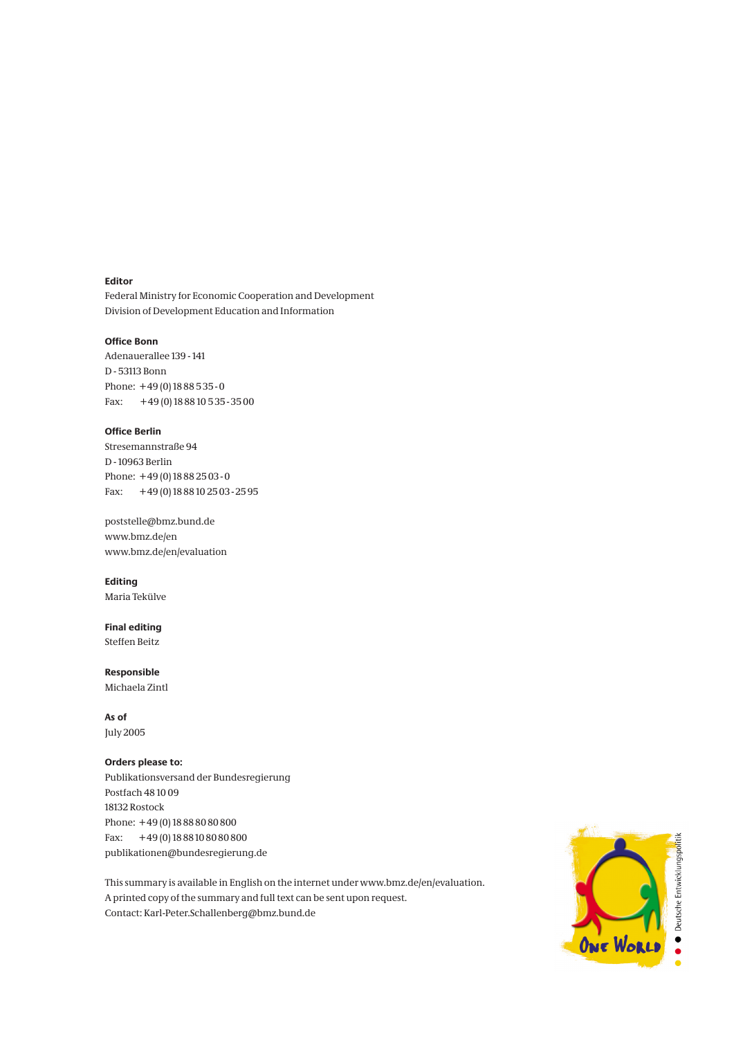**Editor**

Federal Ministry for Economic Cooperation and Development
Division of Development Education and Information

**Office Bonn**

Adenauerallee 139 - 141
D - 53113 Bonn
Phone: +49 (0) 18 88 5 35 - 0
Fax: +49 (0) 18 88 10 5 35 - 35 00

**Office Berlin**

Stresemannstraße 94
D - 10963 Berlin
Phone: +49 (0) 18 88 25 03 - 0
Fax: +49 (0) 18 88 10 25 03 - 25 95

poststelle@bmz.bund.de
www.bmz.de/en
www.bmz.de/en/evaluation

**Editing**

Maria Tekülve

**Final editing**

Steffen Beitz

**Responsible**

Michaela Zintl

**As of**

July 2005

**Orders please to:**

Publikationsversand der Bundesregierung
Postfach 48 10 09
18132 Rostock
Phone: +49 (0) 18 88 80 80 800
Fax: +49 (0) 18 88 10 80 80 800
publikationen@bundesregierung.de

This summary is available in English on the internet under www.bmz.de/en/evaluation.
A printed copy of the summary and full text can be sent upon request.
Contact: Karl-Peter.Schallenberg@bmz.bund.de

One World

Deutsche Entwicklungspolitik